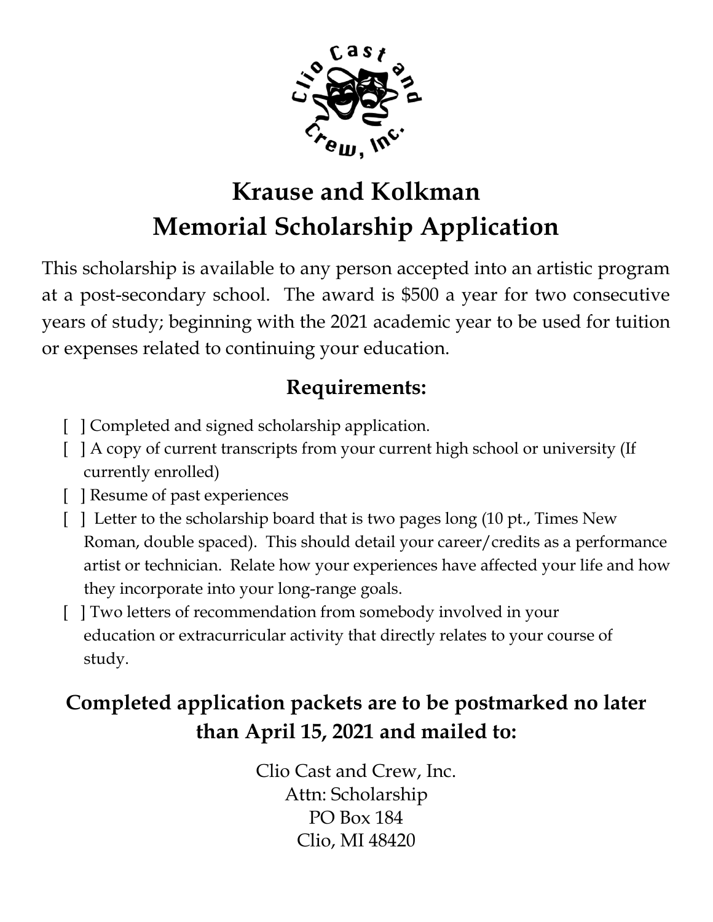# Krause and Kolkman Memorial Scholarship Application

This scholarship is available to any person accepted into an artistic program at a post-secondary school. The award is $500 a year for two consecutive years of study; beginning with the 2021 academic year to be used for tuition or expenses related to continuing your education.

## Requirements:

- [ ] Completed and signed scholarship application.
- [ ] A copy of current transcripts from your current high school or university (If currently enrolled)
- [ ] Resume of past experiences
- [ ] Letter to the scholarship board that is two pages long (10 pt., Times New Roman, double spaced). This should detail your career/credits as a performance artist or technician. Relate how your experiences have affected your life and how they incorporate into your long-range goals.
- [ ] Two letters of recommendation from somebody involved in your education or extracurricular activity that directly relates to your course of study.

## Completed application packets are to be postmarked no later than April 15, 2021 and mailed to:

Clio Cast and Crew, Inc.
Attn: Scholarship
PO Box 184
Clio, MI 48420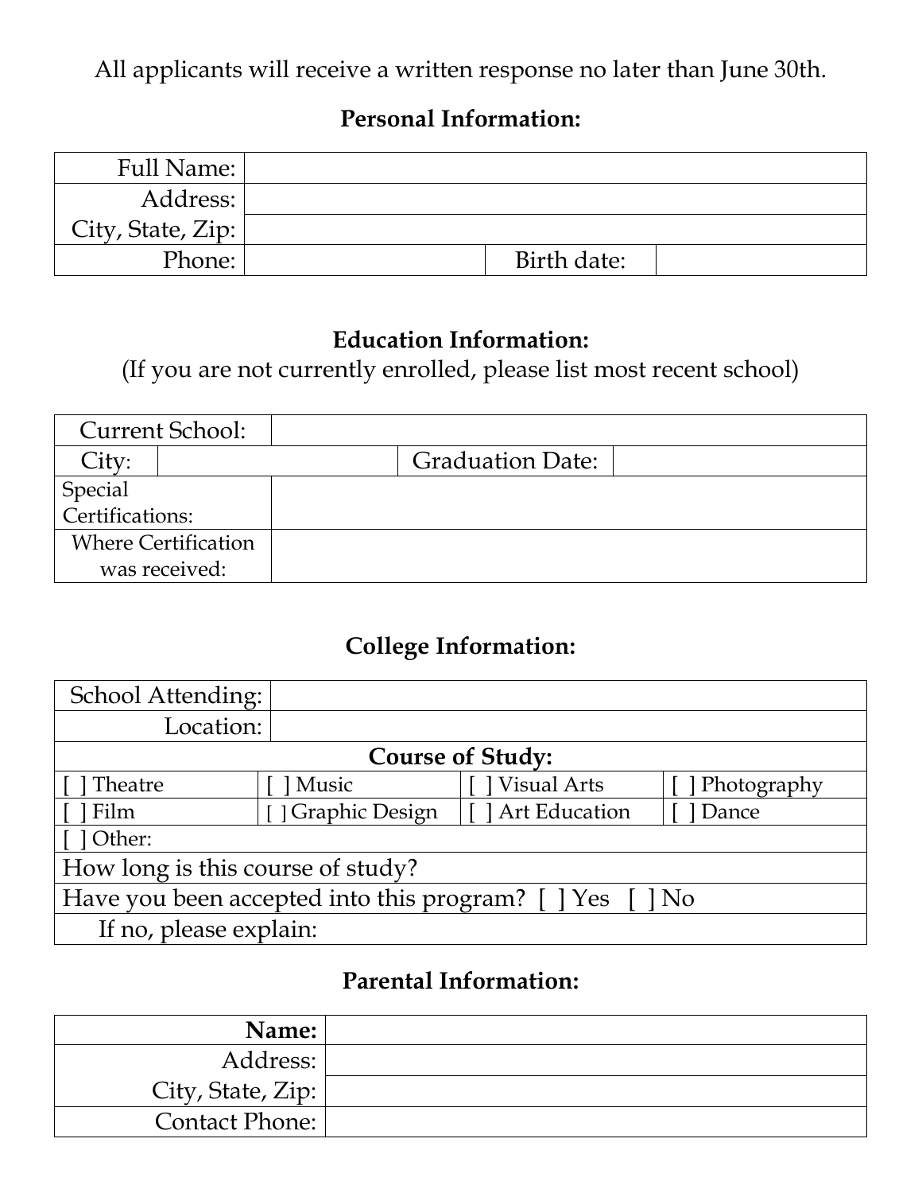All applicants will receive a written response no later than June 30th.

**Personal Information:**

| | | | |
|---|---|---|---|
| Full Name: | | | |
| Address: | | | |
| City, State, Zip: | | | |
| Phone: | | Birth date: | |

**Education Information:**
(If you are not currently enrolled, please list most recent school)

| | | | |
|---|---|---|---|
| Current School: | | | |
| City: | | Graduation Date: | |
| Special Certifications: | | | |
| Where Certification was received: | | | |

**College Information:**

| | | | |
|---|---|---|---|
| School Attending: | | | |
| Location: | | | |
| **Course of Study:** | | | |
| [ ] Theatre | [ ] Music | [ ] Visual Arts | [ ] Photography |
| [ ] Film | [ ] Graphic Design | [ ] Art Education | [ ] Dance |
| [ ] Other: | | | |
| How long is this course of study? | | | |
| Have you been accepted into this program? [ ] Yes [ ] No | | | |
| If no, please explain: | | | |

**Parental Information:**

| | |
|---|---|
| **Name:** | |
| Address: | |
| City, State, Zip: | |
| Contact Phone: | |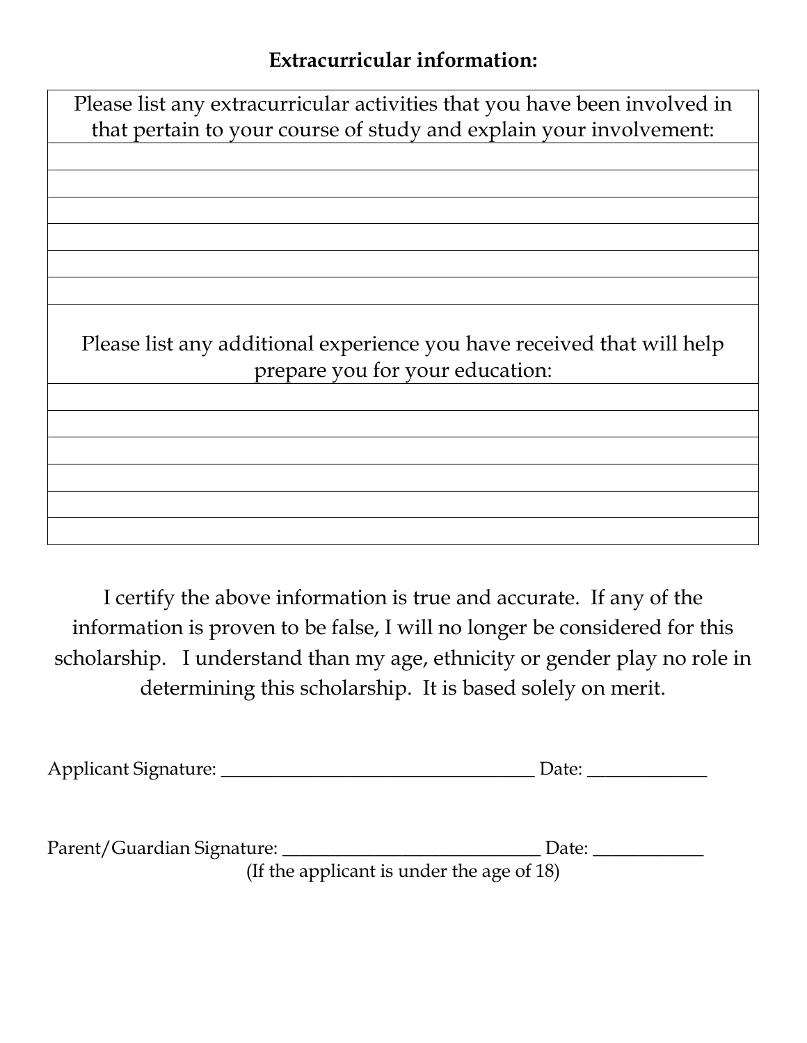**Extracurricular information:**

| Please list any extracurricular activities that you have been involved in that pertain to your course of study and explain your involvement: |
| --- |
| |
| |
| |
| |
| |
| |
| Please list any additional experience you have received that will help prepare you for your education: |
| |
| |
| |
| |
| |
| |

I certify the above information is true and accurate. If any of the information is proven to be false, I will no longer be considered for this scholarship. I understand than my age, ethnicity or gender play no role in determining this scholarship. It is based solely on merit.

Applicant Signature: ___________________________________ Date: _____________

Parent/Guardian Signature: ____________________________ Date: ____________
(If the applicant is under the age of 18)